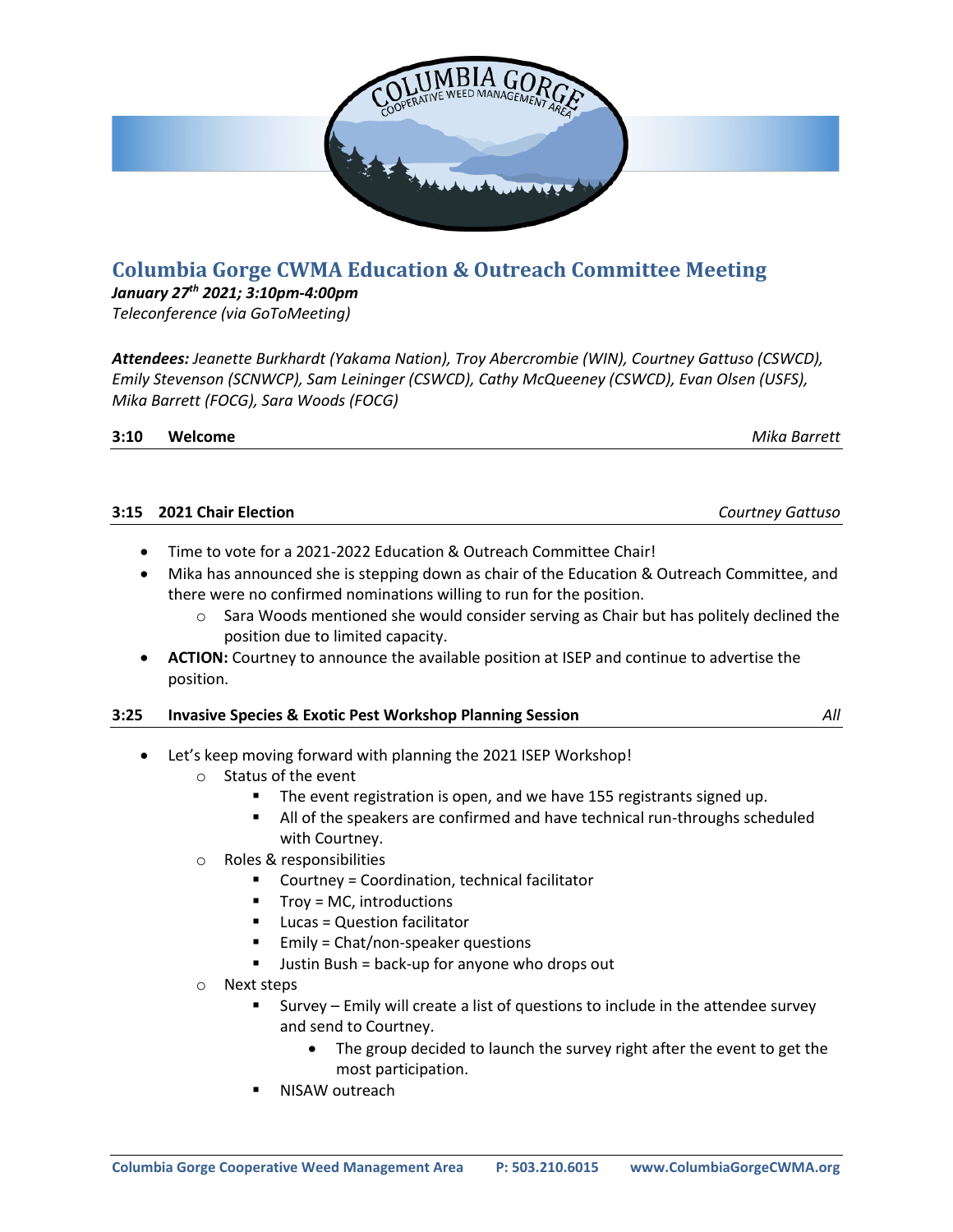# Columbia Gorge CWMA Education & Outreach Committee Meeting

***January 27th 2021; 3:10pm-4:00pm***
*Teleconference (via GoToMeeting)*

***Attendees:*** *Jeanette Burkhardt (Yakama Nation), Troy Abercrombie (WIN), Courtney Gattuso (CSWCD), Emily Stevenson (SCNWCP), Sam Leininger (CSWCD), Cathy McQueeney (CSWCD), Evan Olsen (USFS), Mika Barrett (FOCG), Sara Woods (FOCG)*

## 3:10 Welcome — *Mika Barrett*

## 3:15 2021 Chair Election — *Courtney Gattuso*

- Time to vote for a 2021-2022 Education & Outreach Committee Chair!
- Mika has announced she is stepping down as chair of the Education & Outreach Committee, and there were no confirmed nominations willing to run for the position.
  - Sara Woods mentioned she would consider serving as Chair but has politely declined the position due to limited capacity.
- **ACTION:** Courtney to announce the available position at ISEP and continue to advertise the position.

## 3:25 Invasive Species & Exotic Pest Workshop Planning Session — *All*

- Let's keep moving forward with planning the 2021 ISEP Workshop!
  - Status of the event
    - The event registration is open, and we have 155 registrants signed up.
    - All of the speakers are confirmed and have technical run-throughs scheduled with Courtney.
  - Roles & responsibilities
    - Courtney = Coordination, technical facilitator
    - Troy = MC, introductions
    - Lucas = Question facilitator
    - Emily = Chat/non-speaker questions
    - Justin Bush = back-up for anyone who drops out
  - Next steps
    - Survey – Emily will create a list of questions to include in the attendee survey and send to Courtney.
      - The group decided to launch the survey right after the event to get the most participation.
    - NISAW outreach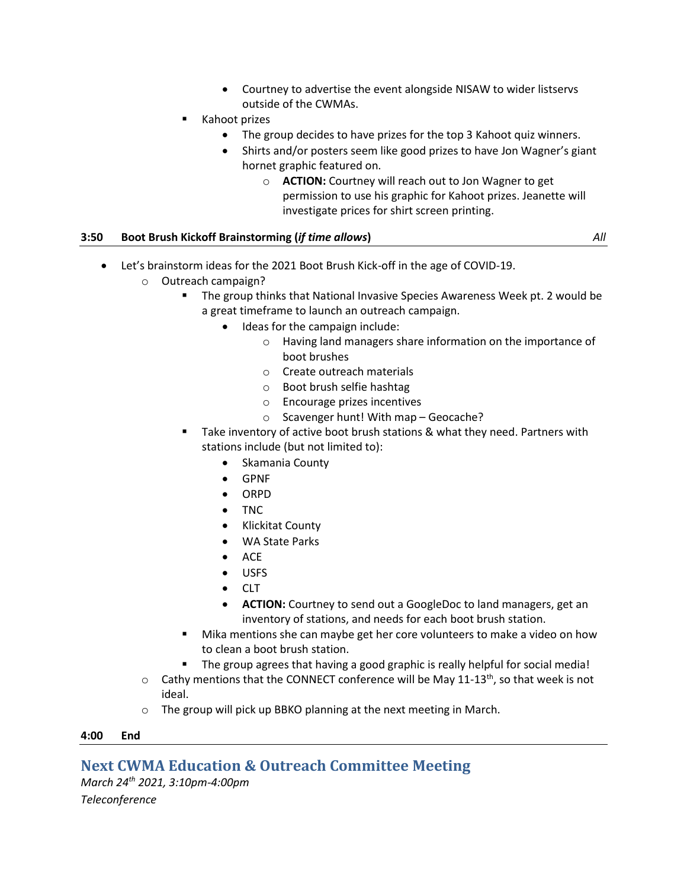- Courtney to advertise the event alongside NISAW to wider listservs outside of the CWMAs.
        - Kahoot prizes
            - The group decides to have prizes for the top 3 Kahoot quiz winners.
            - Shirts and/or posters seem like good prizes to have Jon Wagner's giant hornet graphic featured on.
                - **ACTION:** Courtney will reach out to Jon Wagner to get permission to use his graphic for Kahoot prizes. Jeanette will investigate prices for shirt screen printing.

**3:50 Boot Brush Kickoff Brainstorming (*if time allows*)** *All*

- Let's brainstorm ideas for the 2021 Boot Brush Kick-off in the age of COVID-19.
    - Outreach campaign?
        - The group thinks that National Invasive Species Awareness Week pt. 2 would be a great timeframe to launch an outreach campaign.
            - Ideas for the campaign include:
                - Having land managers share information on the importance of boot brushes
                - Create outreach materials
                - Boot brush selfie hashtag
                - Encourage prizes incentives
                - Scavenger hunt! With map – Geocache?
        - Take inventory of active boot brush stations & what they need. Partners with stations include (but not limited to):
            - Skamania County
            - GPNF
            - ORPD
            - TNC
            - Klickitat County
            - WA State Parks
            - ACE
            - USFS
            - CLT
            - **ACTION:** Courtney to send out a GoogleDoc to land managers, get an inventory of stations, and needs for each boot brush station.
        - Mika mentions she can maybe get her core volunteers to make a video on how to clean a boot brush station.
        - The group agrees that having a good graphic is really helpful for social media!
    - Cathy mentions that the CONNECT conference will be May 11-13th, so that week is not ideal.
    - The group will pick up BBKO planning at the next meeting in March.

**4:00 End**

## Next CWMA Education & Outreach Committee Meeting

*March 24th 2021, 3:10pm-4:00pm*

*Teleconference*